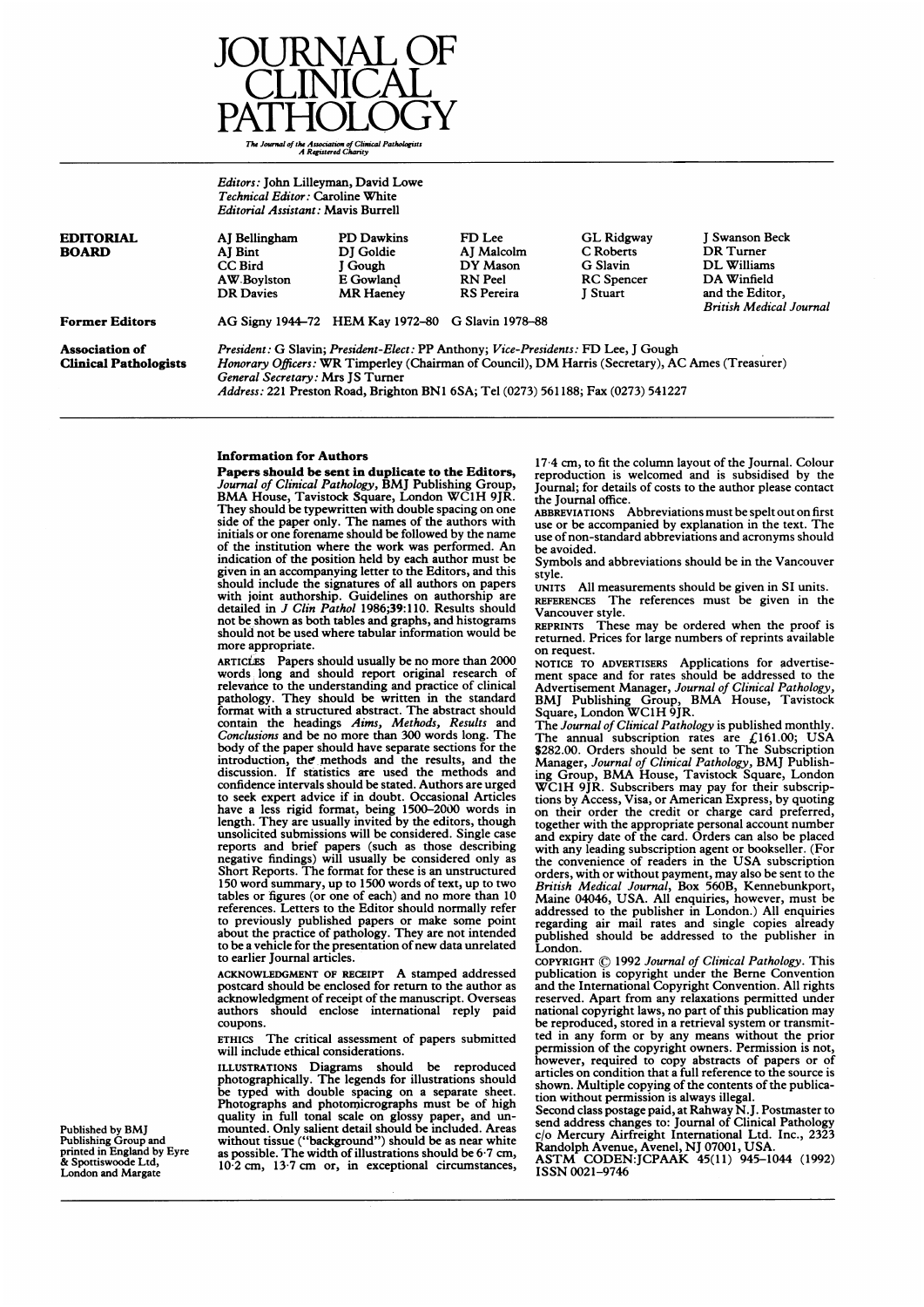# JOURNAL OF CLINICAL PATHOLOGY

*The Journal of the Association of Clinical Pathologists*
*A Registered Charity*

*Editors:* John Lilleyman, David Lowe
*Technical Editor:* Caroline White
*Editorial Assistant:* Mavis Burrell

**EDITORIAL BOARD**

| | | | | |
|---|---|---|---|---|
| AJ Bellingham | PD Dawkins | FD Lee | GL Ridgway | J Swanson Beck |
| AJ Bint | DJ Goldie | AJ Malcolm | C Roberts | DR Turner |
| CC Bird | J Gough | DY Mason | G Slavin | DL Williams |
| AW Boylston | E Gowland | RN Peel | RC Spencer | DA Winfield |
| DR Davies | MR Haeney | RS Pereira | J Stuart | and the Editor, *British Medical Journal* |

**Former Editors**

AG Signy 1944–72 HEM Kay 1972–80 G Slavin 1978–88

**Association of Clinical Pathologists**

*President:* G Slavin; *President-Elect:* PP Anthony; *Vice-Presidents:* FD Lee, J Gough
*Honorary Officers:* WR Timperley (Chairman of Council), DM Harris (Secretary), AC Ames (Treasurer)
*General Secretary:* Mrs JS Turner
*Address:* 221 Preston Road, Brighton BN1 6SA; Tel (0273) 561188; Fax (0273) 541227

## Information for Authors

**Papers should be sent in duplicate to the Editors,** *Journal of Clinical Pathology,* BMJ Publishing Group, BMA House, Tavistock Square, London WC1H 9JR. They should be typewritten with double spacing on one side of the paper only. The names of the authors with initials or one forename should be followed by the name of the institution where the work was performed. An indication of the position held by each author must be given in an accompanying letter to the Editors, and this should include the signatures of all authors on papers with joint authorship. Guidelines on authorship are detailed in *J Clin Pathol* 1986;**39**:110. Results should not be shown as both tables and graphs, and histograms should not be used where tabular information would be more appropriate.

ARTICLES Papers should usually be no more than 2000 words long and should report original research of relevance to the understanding and practice of clinical pathology. They should be written in the standard format with a structured abstract. The abstract should contain the headings *Aims, Methods, Results* and *Conclusions* and be no more than 300 words long. The body of the paper should have separate sections for the introduction, the methods and the results, and the discussion. If statistics are used the methods and confidence intervals should be stated. Authors are urged to seek expert advice if in doubt. Occasional Articles have a less rigid format, being 1500–2000 words in length. They are usually invited by the editors, though unsolicited submissions will be considered. Single case reports and brief papers (such as those describing negative findings) will usually be considered only as Short Reports. The format for these is an unstructured 150 word summary, up to 1500 words of text, up to two tables or figures (or one of each) and no more than 10 references. Letters to the Editor should normally refer to previously published papers or make some point about the practice of pathology. They are not intended to be a vehicle for the presentation of new data unrelated to earlier Journal articles.

ACKNOWLEDGMENT OF RECEIPT A stamped addressed postcard should be enclosed for return to the author as acknowledgment of receipt of the manuscript. Overseas authors should enclose international reply paid coupons.

ETHICS The critical assessment of papers submitted will include ethical considerations.

ILLUSTRATIONS Diagrams should be reproduced photographically. The legends for illustrations should be typed with double spacing on a separate sheet. Photographs and photomicrographs must be of high quality in full tonal scale on glossy paper, and unmounted. Only salient detail should be included. Areas without tissue ("background") should be as near white as possible. The width of illustrations should be 6·7 cm, 10·2 cm, 13·7 cm or, in exceptional circumstances, 17·4 cm, to fit the column layout of the Journal. Colour reproduction is welcomed and is subsidised by the Journal; for details of costs to the author please contact the Journal office.

ABBREVIATIONS Abbreviations must be spelt out on first use or be accompanied by explanation in the text. The use of non-standard abbreviations and acronyms should be avoided.

Symbols and abbreviations should be in the Vancouver style.

UNITS All measurements should be given in SI units.

REFERENCES The references must be given in the Vancouver style.

REPRINTS These may be ordered when the proof is returned. Prices for large numbers of reprints available on request.

NOTICE TO ADVERTISERS Applications for advertisement space and for rates should be addressed to the Advertisement Manager, *Journal of Clinical Pathology,* BMJ Publishing Group, BMA House, Tavistock Square, London WC1H 9JR.

The *Journal of Clinical Pathology* is published monthly. The annual subscription rates are £161.00; USA $282.00. Orders should be sent to The Subscription Manager, *Journal of Clinical Pathology,* BMJ Publishing Group, BMA House, Tavistock Square, London WC1H 9JR. Subscribers may pay for their subscriptions by Access, Visa, or American Express, by quoting on their order the credit or charge card preferred, together with the appropriate personal account number and expiry date of the card. Orders can also be placed with any leading subscription agent or bookseller. (For the convenience of readers in the USA subscription orders, with or without payment, may also be sent to the *British Medical Journal,* Box 560B, Kennebunkport, Maine 04046, USA. All enquiries, however, must be addressed to the publisher in London.) All enquiries regarding air mail rates and single copies already published should be addressed to the publisher in London.

COPYRIGHT © 1992 *Journal of Clinical Pathology.* This publication is copyright under the Berne Convention and the International Copyright Convention. All rights reserved. Apart from any relaxations permitted under national copyright laws, no part of this publication may be reproduced, stored in a retrieval system or transmitted in any form or by any means without the prior permission of the copyright owners. Permission is not, however, required to copy abstracts of papers or of articles on condition that a full reference to the source is shown. Multiple copying of the contents of the publication without permission is always illegal.

Second class postage paid, at Rahway N.J. Postmaster to send address changes to: Journal of Clinical Pathology c/o Mercury Airfreight International Ltd. Inc., 2323 Randolph Avenue, Avenel, NJ 07001, USA.

ASTM CODEN:JCPAAK 45(11) 945–1044 (1992)
ISSN 0021–9746

Published by BMJ Publishing Group and printed in England by Eyre & Spottiswoode Ltd, London and Margate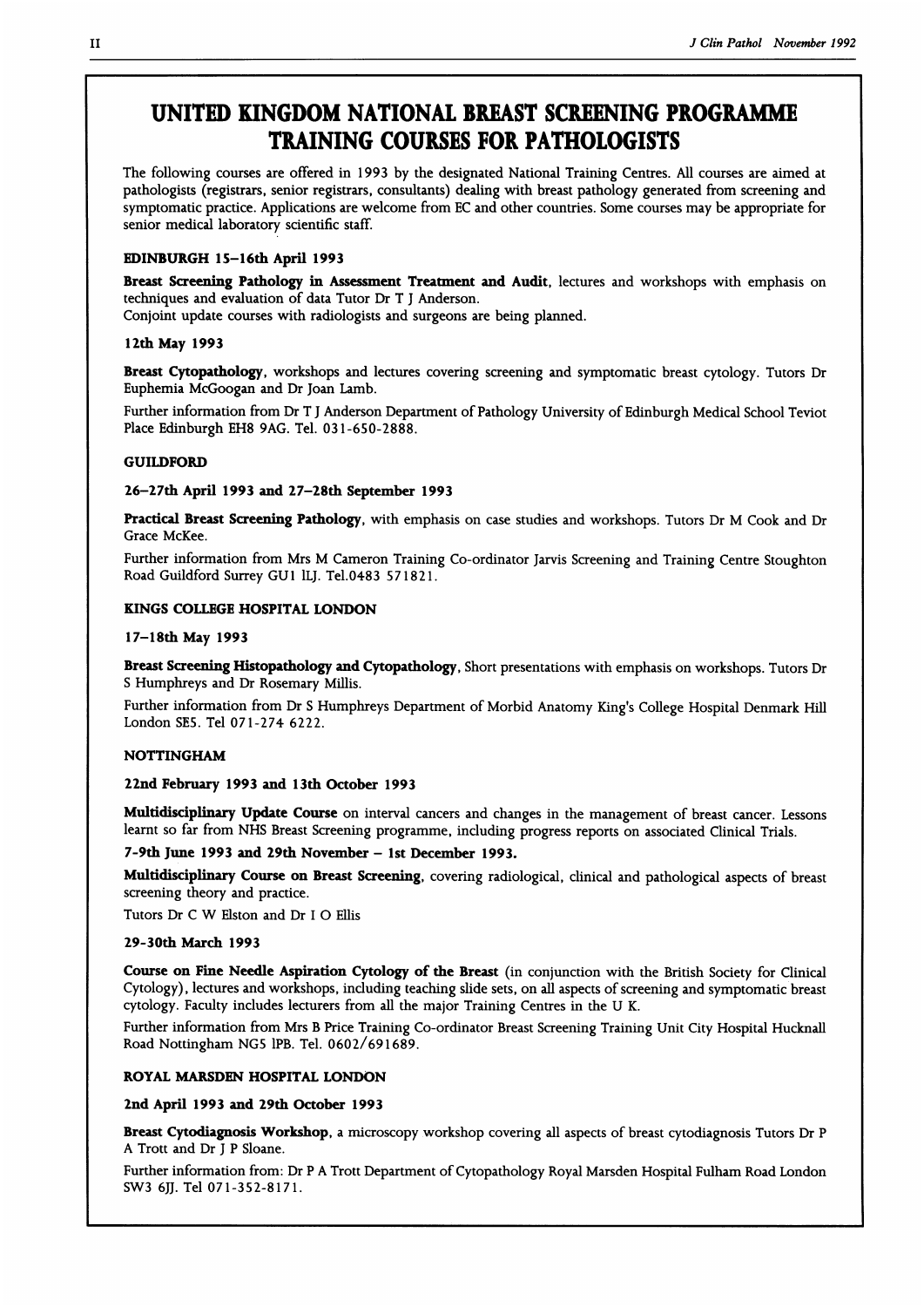# UNITED KINGDOM NATIONAL BREAST SCREENING PROGRAMME TRAINING COURSES FOR PATHOLOGISTS

The following courses are offered in 1993 by the designated National Training Centres. All courses are aimed at pathologists (registrars, senior registrars, consultants) dealing with breast pathology generated from screening and symptomatic practice. Applications are welcome from EC and other countries. Some courses may be appropriate for senior medical laboratory scientific staff.

### EDINBURGH 15–16th April 1993

**Breast Screening Pathology in Assessment Treatment and Audit**, lectures and workshops with emphasis on techniques and evaluation of data Tutor Dr T J Anderson.

Conjoint update courses with radiologists and surgeons are being planned.

### 12th May 1993

**Breast Cytopathology**, workshops and lectures covering screening and symptomatic breast cytology. Tutors Dr Euphemia McGoogan and Dr Joan Lamb.

Further information from Dr T J Anderson Department of Pathology University of Edinburgh Medical School Teviot Place Edinburgh EH8 9AG. Tel. 031-650-2888.

### GUILDFORD

### 26–27th April 1993 and 27–28th September 1993

**Practical Breast Screening Pathology**, with emphasis on case studies and workshops. Tutors Dr M Cook and Dr Grace McKee.

Further information from Mrs M Cameron Training Co-ordinator Jarvis Screening and Training Centre Stoughton Road Guildford Surrey GU1 1LJ. Tel.0483 571821.

### KINGS COLLEGE HOSPITAL LONDON

### 17–18th May 1993

**Breast Screening Histopathology and Cytopathology**, Short presentations with emphasis on workshops. Tutors Dr S Humphreys and Dr Rosemary Millis.

Further information from Dr S Humphreys Department of Morbid Anatomy King's College Hospital Denmark Hill London SE5. Tel 071-274 6222.

### NOTTINGHAM

### 22nd February 1993 and 13th October 1993

**Multidisciplinary Update Course** on interval cancers and changes in the management of breast cancer. Lessons learnt so far from NHS Breast Screening programme, including progress reports on associated Clinical Trials.

### 7-9th June 1993 and 29th November – 1st December 1993.

**Multidisciplinary Course on Breast Screening**, covering radiological, clinical and pathological aspects of breast screening theory and practice.

Tutors Dr C W Elston and Dr I O Ellis

### 29-30th March 1993

**Course on Fine Needle Aspiration Cytology of the Breast** (in conjunction with the British Society for Clinical Cytology), lectures and workshops, including teaching slide sets, on all aspects of screening and symptomatic breast cytology. Faculty includes lecturers from all the major Training Centres in the U K.

Further information from Mrs B Price Training Co-ordinator Breast Screening Training Unit City Hospital Hucknall Road Nottingham NG5 1PB. Tel. 0602/691689.

### ROYAL MARSDEN HOSPITAL LONDON

### 2nd April 1993 and 29th October 1993

**Breast Cytodiagnosis Workshop**, a microscopy workshop covering all aspects of breast cytodiagnosis Tutors Dr P A Trott and Dr J P Sloane.

Further information from: Dr P A Trott Department of Cytopathology Royal Marsden Hospital Fulham Road London SW3 6JJ. Tel 071-352-8171.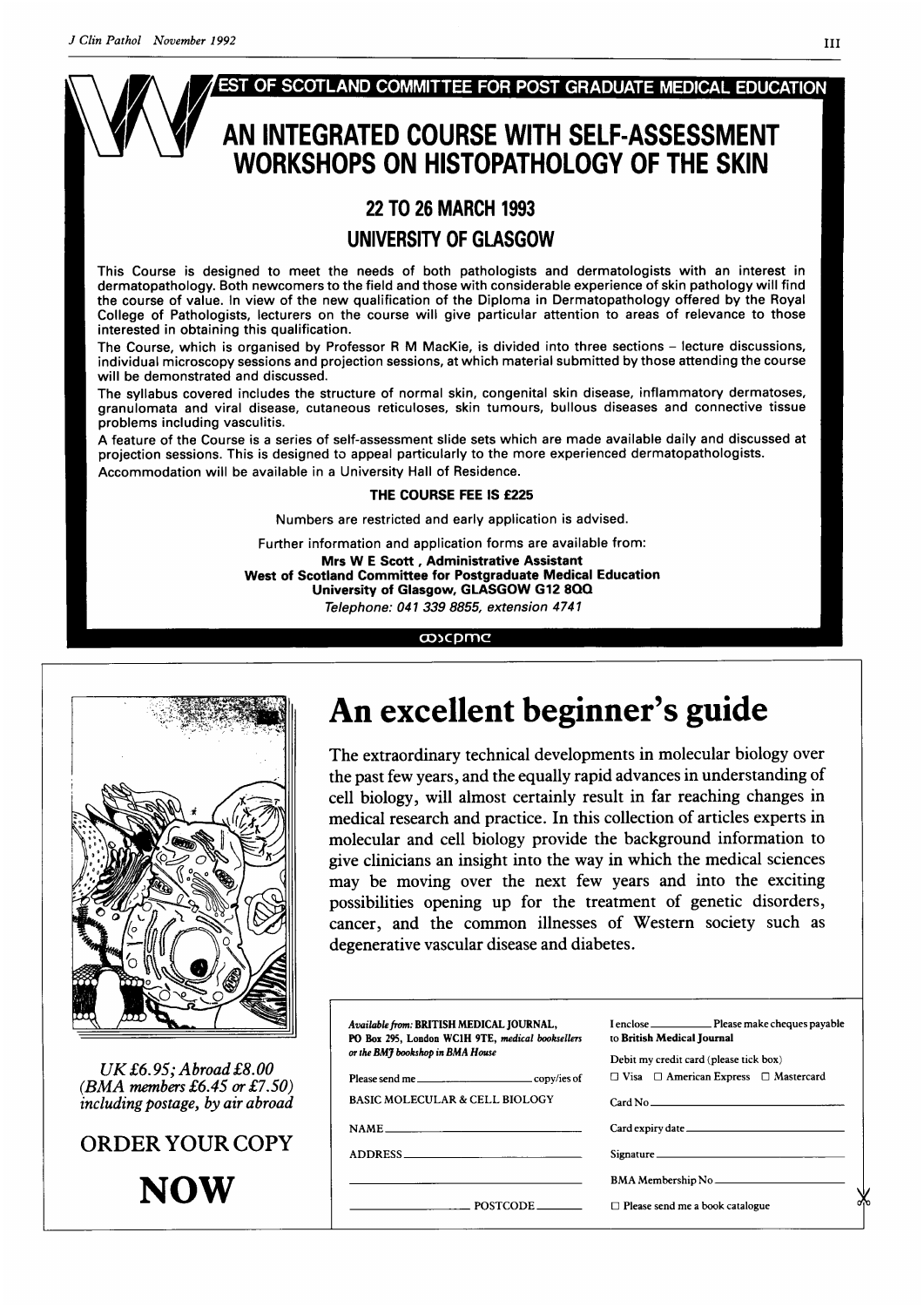# WEST OF SCOTLAND COMMITTEE FOR POST GRADUATE MEDICAL EDUCATION

## AN INTEGRATED COURSE WITH SELF-ASSESSMENT WORKSHOPS ON HISTOPATHOLOGY OF THE SKIN

### 22 TO 26 MARCH 1993

### UNIVERSITY OF GLASGOW

This Course is designed to meet the needs of both pathologists and dermatologists with an interest in dermatopathology. Both newcomers to the field and those with considerable experience of skin pathology will find the course of value. In view of the new qualification of the Diploma in Dermatopathology offered by the Royal College of Pathologists, lecturers on the course will give particular attention to areas of relevance to those interested in obtaining this qualification.

The Course, which is organised by Professor R M MacKie, is divided into three sections – lecture discussions, individual microscopy sessions and projection sessions, at which material submitted by those attending the course will be demonstrated and discussed.

The syllabus covered includes the structure of normal skin, congenital skin disease, inflammatory dermatoses, granulomata and viral disease, cutaneous reticuloses, skin tumours, bullous diseases and connective tissue problems including vasculitis.

A feature of the Course is a series of self-assessment slide sets which are made available daily and discussed at projection sessions. This is designed to appeal particularly to the more experienced dermatopathologists.

Accommodation will be available in a University Hall of Residence.

**THE COURSE FEE IS £225**

Numbers are restricted and early application is advised.

Further information and application forms are available from:

**Mrs W E Scott, Administrative Assistant**
**West of Scotland Committee for Postgraduate Medical Education**
**University of Glasgow, GLASGOW G12 8QQ**
*Telephone: 041 339 8855, extension 4741*

---

# An excellent beginner's guide

The extraordinary technical developments in molecular biology over the past few years, and the equally rapid advances in understanding of cell biology, will almost certainly result in far reaching changes in medical research and practice. In this collection of articles experts in molecular and cell biology provide the background information to give clinicians an insight into the way in which the medical sciences may be moving over the next few years and into the exciting possibilities opening up for the treatment of genetic disorders, cancer, and the common illnesses of Western society such as degenerative vascular disease and diabetes.

*UK £6.95; Abroad £8.00 (BMA members £6.45 or £7.50) including postage, by air abroad*

ORDER YOUR COPY

**NOW**

*Available from:* **BRITISH MEDICAL JOURNAL, PO Box 295, London WC1H 9TE,** *medical booksellers or the BMJ bookshop in BMA House*

Please send me ______ copy/ies of BASIC MOLECULAR & CELL BIOLOGY

NAME ______

ADDRESS ______

______ POSTCODE ______

I enclose ______ Please make cheques payable to **British Medical Journal**

Debit my credit card (please tick box)

☐ Visa ☐ American Express ☐ Mastercard

Card No ______

Card expiry date ______

Signature ______

BMA Membership No ______

☐ Please send me a book catalogue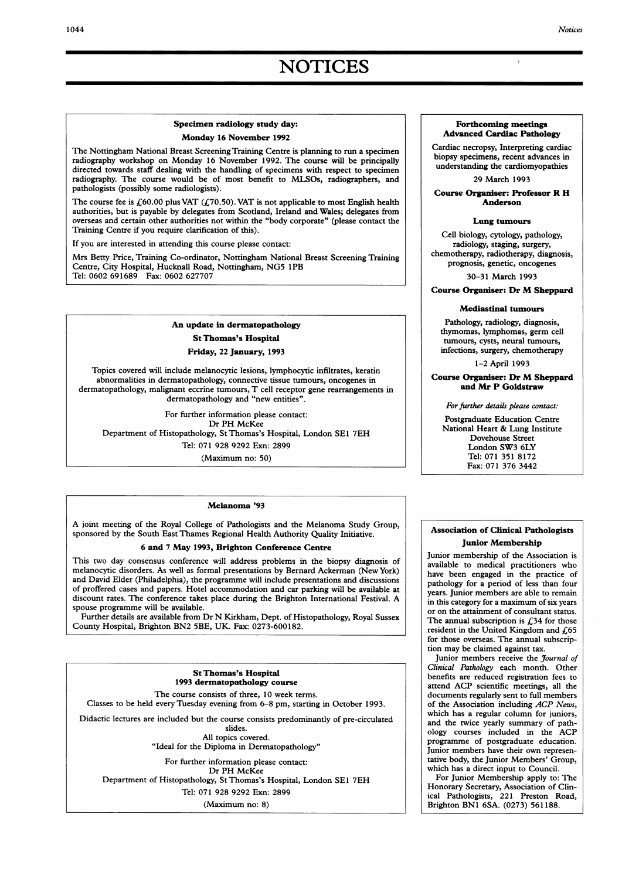# NOTICES

### Specimen radiology study day:

**Monday 16 November 1992**

The Nottingham National Breast Screening Training Centre is planning to run a specimen radiography workshop on Monday 16 November 1992. The course will be principally directed towards staff dealing with the handling of specimens with respect to specimen radiography. The course would be of most benefit to MLSOs, radiographers, and pathologists (possibly some radiologists).

The course fee is £60.00 plus VAT (£70.50). VAT is not applicable to most English health authorities, but is payable by delegates from Scotland, Ireland and Wales; delegates from overseas and certain other authorities not within the "body corporate" (please contact the Training Centre if you require clarification of this).

If you are interested in attending this course please contact:

Mrs Betty Price, Training Co-ordinator, Nottingham National Breast Screening Training Centre, City Hospital, Hucknall Road, Nottingham, NG5 1PB
Tel: 0602 691689 Fax: 0602 627707

### An update in dermatopathology

**St Thomas's Hospital**

**Friday, 22 January, 1993**

Topics covered will include melanocytic lesions, lymphocytic infiltrates, keratin abnormalities in dermatopathology, connective tissue tumours, oncogenes in dermatopathology, malignant eccrine tumours, T cell receptor gene rearrangements in dermatopathology and "new entities".

For further information please contact:
Dr PH McKee
Department of Histopathology, St Thomas's Hospital, London SE1 7EH
Tel: 071 928 9292 Exn: 2899
(Maximum no: 50)

### Melanoma '93

A joint meeting of the Royal College of Pathologists and the Melanoma Study Group, sponsored by the South East Thames Regional Health Authority Quality Initiative.

**6 and 7 May 1993, Brighton Conference Centre**

This two day consensus conference will address problems in the biopsy diagnosis of melanocytic disorders. As well as formal presentations by Bernard Ackerman (New York) and David Elder (Philadelphia), the programme will include presentations and discussions of proffered cases and papers. Hotel accommodation and car parking will be available at discount rates. The conference takes place during the Brighton International Festival. A spouse programme will be available.

Further details are available from Dr N Kirkham, Dept. of Histopathology, Royal Sussex County Hospital, Brighton BN2 5BE, UK. Fax: 0273-600182.

### St Thomas's Hospital
### 1993 dermatopathology course

The course consists of three, 10 week terms.
Classes to be held every Tuesday evening from 6–8 pm, starting in October 1993.

Didactic lectures are included but the course consists predominantly of pre-circulated slides.
All topics covered.
"Ideal for the Diploma in Dermatopathology"

For further information please contact:
Dr PH McKee
Department of Histopathology, St Thomas's Hospital, London SE1 7EH
Tel: 071 928 9292 Exn: 2899
(Maximum no: 8)

### Forthcoming meetings
### Advanced Cardiac Pathology

Cardiac necropsy, Interpreting cardiac biopsy specimens, recent advances in understanding the cardiomyopathies

29 March 1993

**Course Organiser: Professor R H Anderson**

### Lung tumours

Cell biology, cytology, pathology, radiology, staging, surgery, chemotherapy, radiotherapy, diagnosis, prognosis, genetic, oncogenes

30–31 March 1993

**Course Organiser: Dr M Sheppard**

### Mediastinal tumours

Pathology, radiology, diagnosis, thymomas, lymphomas, germ cell tumours, cysts, neural tumours, infections, surgery, chemotherapy

1–2 April 1993

**Course Organiser: Dr M Sheppard and Mr P Goldstraw**

*For further details please contact:*

Postgraduate Education Centre
National Heart & Lung Institute
Dovehouse Street
London SW3 6LY
Tel: 071 351 8172
Fax: 071 376 3442

### Association of Clinical Pathologists
### Junior Membership

Junior membership of the Association is available to medical practitioners who have been engaged in the practice of pathology for a period of less than four years. Junior members are able to remain in this category for a maximum of six years or on the attainment of consultant status. The annual subscription is £34 for those resident in the United Kingdom and £65 for those overseas. The annual subscription may be claimed against tax.

Junior members receive the *Journal of Clinical Pathology* each month. Other benefits are reduced registration fees to attend ACP scientific meetings, all the documents regularly sent to full members of the Association including *ACP News*, which has a regular column for juniors, and the twice yearly summary of pathology courses included in the ACP programme of postgraduate education. Junior members have their own representative body, the Junior Members' Group, which has a direct input to Council.

For Junior Membership apply to: The Honorary Secretary, Association of Clinical Pathologists, 221 Preston Road, Brighton BN1 6SA. (0273) 561188.